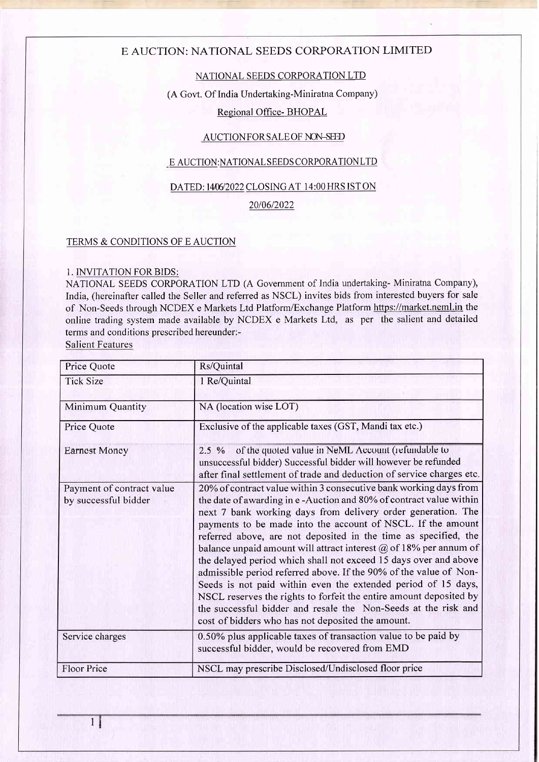# E AUCTION: NATIONAL SEEDS CORPORATION LIMITED

NATIONAL SEEDS CORPORATION LTD

(A Govt. Of India Undertaking-Miniratna Company)

Regional Office- BHOPAL

AUCTION FOR SALE OF NON-SEED

E AUCTION:NATIONAL SEEDS CORPORATION LTD

DATED: 14/06/2022 CLOSING AT 14:00 HRS IST ON

20/06/2022

## TERMS & CONDITIONS OF E AUCTION

### 1. INVITATION FOR BIDS:

NATIONAL SEEDS CORPORATION LTD (A Government of India undertaking- Miniratna Company), India, (hereinafter called the Seller and referred as NSCL) invites bids from interested buyers for sale of Non-Seeds through NCDEX e Markets Ltd Platform/Exchange Platform https://market.neml.in the online trading system made available by NCDEX e Markets Ltd, as per the salient and detailed terms and conditions prescribed hereunder:-

Salient Features

| Price Quote | Rs/Quintal |
|---|---|
| Tick Size | 1 Re/Quintal |
| Minimum Quantity | NA (location wise LOT) |
| Price Quote | Exclusive of the applicable taxes (GST, Mandi tax etc.) |
| Earnest Money | 2.5 % of the quoted value in NeML Account (refundable to unsuccessful bidder) Successful bidder will however be refunded after final settlement of trade and deduction of service charges etc. |
| Payment of contract value by successful bidder | 20% of contract value within 3 consecutive bank working days from the date of awarding in e -Auction and 80% of contract value within next 7 bank working days from delivery order generation. The payments to be made into the account of NSCL. If the amount referred above, are not deposited in the time as specified, the balance unpaid amount will attract interest @ of 18% per annum of the delayed period which shall not exceed 15 days over and above admissible period referred above. If the 90% of the value of Non-Seeds is not paid within even the extended period of 15 days, NSCL reserves the rights to forfeit the entire amount deposited by the successful bidder and resale the Non-Seeds at the risk and cost of bidders who has not deposited the amount. |
| Service charges | 0.50% plus applicable taxes of transaction value to be paid by successful bidder, would be recovered from EMD |
| Floor Price | NSCL may prescribe Disclosed/Undisclosed floor price |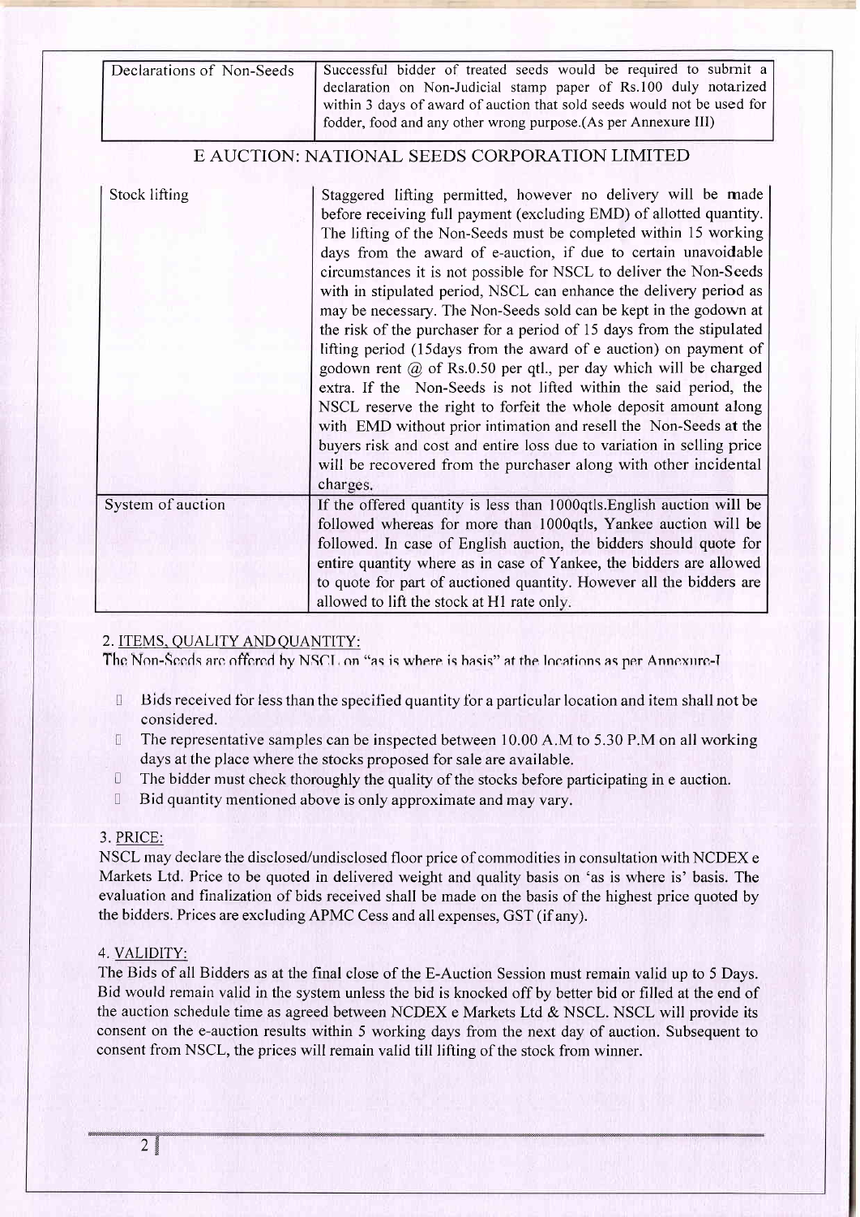| Declarations of Non-Seeds | Successful bidder of treated seeds would be required to submit a declaration on Non-Judicial stamp paper of Rs.100 duly notarized within 3 days of award of auction that sold seeds would not be used for fodder, food and any other wrong purpose.(As per Annexure III) |
|---|---|

## E AUCTION: NATIONAL SEEDS CORPORATION LIMITED

| Stock lifting | Staggered lifting permitted, however no delivery will be made before receiving full payment (excluding EMD) of allotted quantity. The lifting of the Non-Seeds must be completed within 15 working days from the award of e-auction, if due to certain unavoidable circumstances it is not possible for NSCL to deliver the Non-Seeds with in stipulated period, NSCL can enhance the delivery period as may be necessary. The Non-Seeds sold can be kept in the godown at the risk of the purchaser for a period of 15 days from the stipulated lifting period (15days from the award of e auction) on payment of godown rent @ of Rs.0.50 per qtl., per day which will be charged extra. If the Non-Seeds is not lifted within the said period, the NSCL reserve the right to forfeit the whole deposit amount along with EMD without prior intimation and resell the Non-Seeds at the buyers risk and cost and entire loss due to variation in selling price will be recovered from the purchaser along with other incidental charges. |
|---|---|
| System of auction | If the offered quantity is less than 1000qtls.English auction will be followed whereas for more than 1000qtls, Yankee auction will be followed. In case of English auction, the bidders should quote for entire quantity where as in case of Yankee, the bidders are allowed to quote for part of auctioned quantity. However all the bidders are allowed to lift the stock at H1 rate only. |

### 2. ITEMS, QUALITY AND QUANTITY:

The Non-Seeds are offered by NSCL on "as is where is basis" at the locations as per Annexure-I

- Bids received for less than the specified quantity for a particular location and item shall not be considered.
- The representative samples can be inspected between 10.00 A.M to 5.30 P.M on all working days at the place where the stocks proposed for sale are available.
- The bidder must check thoroughly the quality of the stocks before participating in e auction.
- Bid quantity mentioned above is only approximate and may vary.

### 3. PRICE:

NSCL may declare the disclosed/undisclosed floor price of commodities in consultation with NCDEX e Markets Ltd. Price to be quoted in delivered weight and quality basis on 'as is where is' basis. The evaluation and finalization of bids received shall be made on the basis of the highest price quoted by the bidders. Prices are excluding APMC Cess and all expenses, GST (if any).

### 4. VALIDITY:

The Bids of all Bidders as at the final close of the E-Auction Session must remain valid up to 5 Days. Bid would remain valid in the system unless the bid is knocked off by better bid or filled at the end of the auction schedule time as agreed between NCDEX e Markets Ltd & NSCL. NSCL will provide its consent on the e-auction results within 5 working days from the next day of auction. Subsequent to consent from NSCL, the prices will remain valid till lifting of the stock from winner.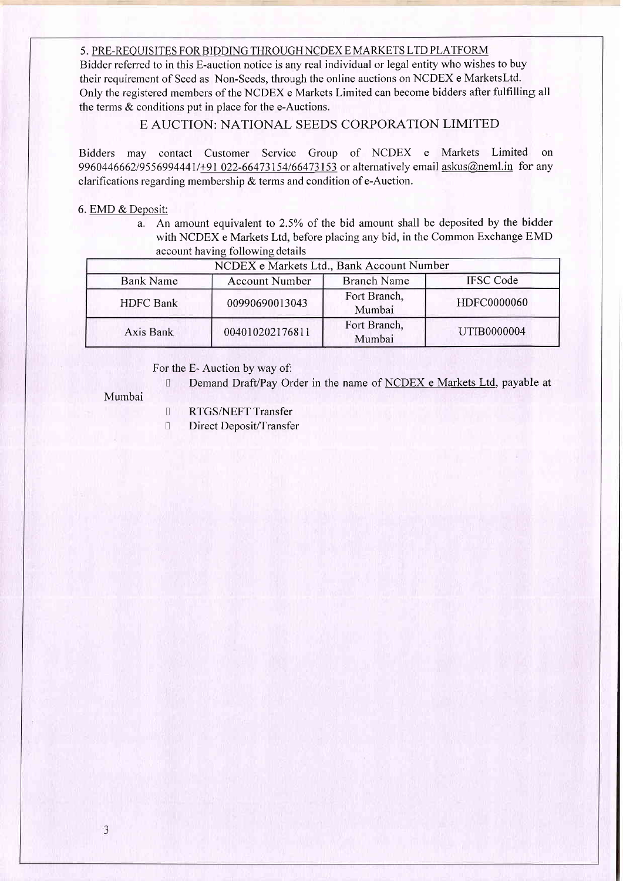5. PRE-REQUISITES FOR BIDDING THROUGH NCDEX E MARKETS LTD PLATFORM

Bidder referred to in this E-auction notice is any real individual or legal entity who wishes to buy their requirement of Seed as Non-Seeds, through the online auctions on NCDEX e MarketsLtd. Only the registered members of the NCDEX e Markets Limited can become bidders after fulfilling all the terms & conditions put in place for the e-Auctions.

## E AUCTION: NATIONAL SEEDS CORPORATION LIMITED

Bidders may contact Customer Service Group of NCDEX e Markets Limited on 9960446662/9556994441/+91 022-66473154/66473153 or alternatively email askus@neml.in for any clarifications regarding membership & terms and condition of e-Auction.

6. EMD & Deposit:

a. An amount equivalent to 2.5% of the bid amount shall be deposited by the bidder with NCDEX e Markets Ltd, before placing any bid, in the Common Exchange EMD account having following details

| NCDEX e Markets Ltd., Bank Account Number | | | |
|---|---|---|---|
| Bank Name | Account Number | Branch Name | IFSC Code |
| HDFC Bank | 00990690013043 | Fort Branch, Mumbai | HDFC0000060 |
| Axis Bank | 004010202176811 | Fort Branch, Mumbai | UTIB0000004 |

For the E- Auction by way of:

- Demand Draft/Pay Order in the name of NCDEX e Markets Ltd, payable at Mumbai
- RTGS/NEFT Transfer
- Direct Deposit/Transfer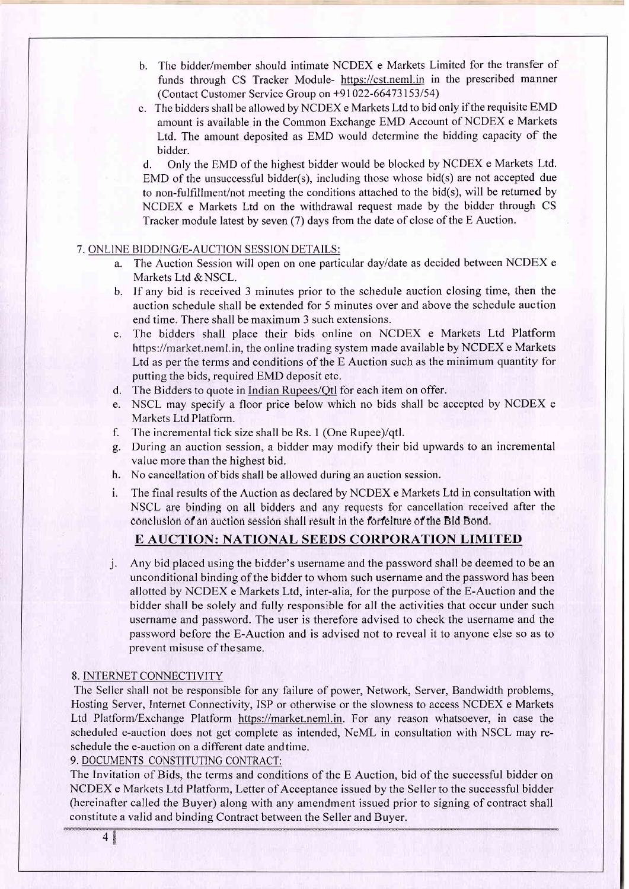b. The bidder/member should intimate NCDEX e Markets Limited for the transfer of funds through CS Tracker Module- https://cst.neml.in in the prescribed manner (Contact Customer Service Group on +91022-66473153/54)

c. The bidders shall be allowed by NCDEX e Markets Ltd to bid only if the requisite EMD amount is available in the Common Exchange EMD Account of NCDEX e Markets Ltd. The amount deposited as EMD would determine the bidding capacity of the bidder.

d. Only the EMD of the highest bidder would be blocked by NCDEX e Markets Ltd. EMD of the unsuccessful bidder(s), including those whose bid(s) are not accepted due to non-fulfillment/not meeting the conditions attached to the bid(s), will be returned by NCDEX e Markets Ltd on the withdrawal request made by the bidder through CS Tracker module latest by seven (7) days from the date of close of the E Auction.

7. ONLINE BIDDING/E-AUCTION SESSION DETAILS:

a. The Auction Session will open on one particular day/date as decided between NCDEX e Markets Ltd & NSCL.

b. If any bid is received 3 minutes prior to the schedule auction closing time, then the auction schedule shall be extended for 5 minutes over and above the schedule auction end time. There shall be maximum 3 such extensions.

c. The bidders shall place their bids online on NCDEX e Markets Ltd Platform https://market.neml.in, the online trading system made available by NCDEX e Markets Ltd as per the terms and conditions of the E Auction such as the minimum quantity for putting the bids, required EMD deposit etc.

d. The Bidders to quote in Indian Rupees/Qtl for each item on offer.

e. NSCL may specify a floor price below which no bids shall be accepted by NCDEX e Markets Ltd Platform.

f. The incremental tick size shall be Rs. 1 (One Rupee)/qtl.

g. During an auction session, a bidder may modify their bid upwards to an incremental value more than the highest bid.

h. No cancellation of bids shall be allowed during an auction session.

i. The final results of the Auction as declared by NCDEX e Markets Ltd in consultation with NSCL are binding on all bidders and any requests for cancellation received after the conclusion of an auction session shall result in the forfeiture of the Bid Bond.

## E AUCTION: NATIONAL SEEDS CORPORATION LIMITED

j. Any bid placed using the bidder's username and the password shall be deemed to be an unconditional binding of the bidder to whom such username and the password has been allotted by NCDEX e Markets Ltd, inter-alia, for the purpose of the E-Auction and the bidder shall be solely and fully responsible for all the activities that occur under such username and password. The user is therefore advised to check the username and the password before the E-Auction and is advised not to reveal it to anyone else so as to prevent misuse of the same.

8. INTERNET CONNECTIVITY

The Seller shall not be responsible for any failure of power, Network, Server, Bandwidth problems, Hosting Server, Internet Connectivity, ISP or otherwise or the slowness to access NCDEX e Markets Ltd Platform/Exchange Platform https://market.neml.in. For any reason whatsoever, in case the scheduled e-auction does not get complete as intended, NeML in consultation with NSCL may re-schedule the e-auction on a different date and time.

9. DOCUMENTS CONSTITUTING CONTRACT:

The Invitation of Bids, the terms and conditions of the E Auction, bid of the successful bidder on NCDEX e Markets Ltd Platform, Letter of Acceptance issued by the Seller to the successful bidder (hereinafter called the Buyer) along with any amendment issued prior to signing of contract shall constitute a valid and binding Contract between the Seller and Buyer.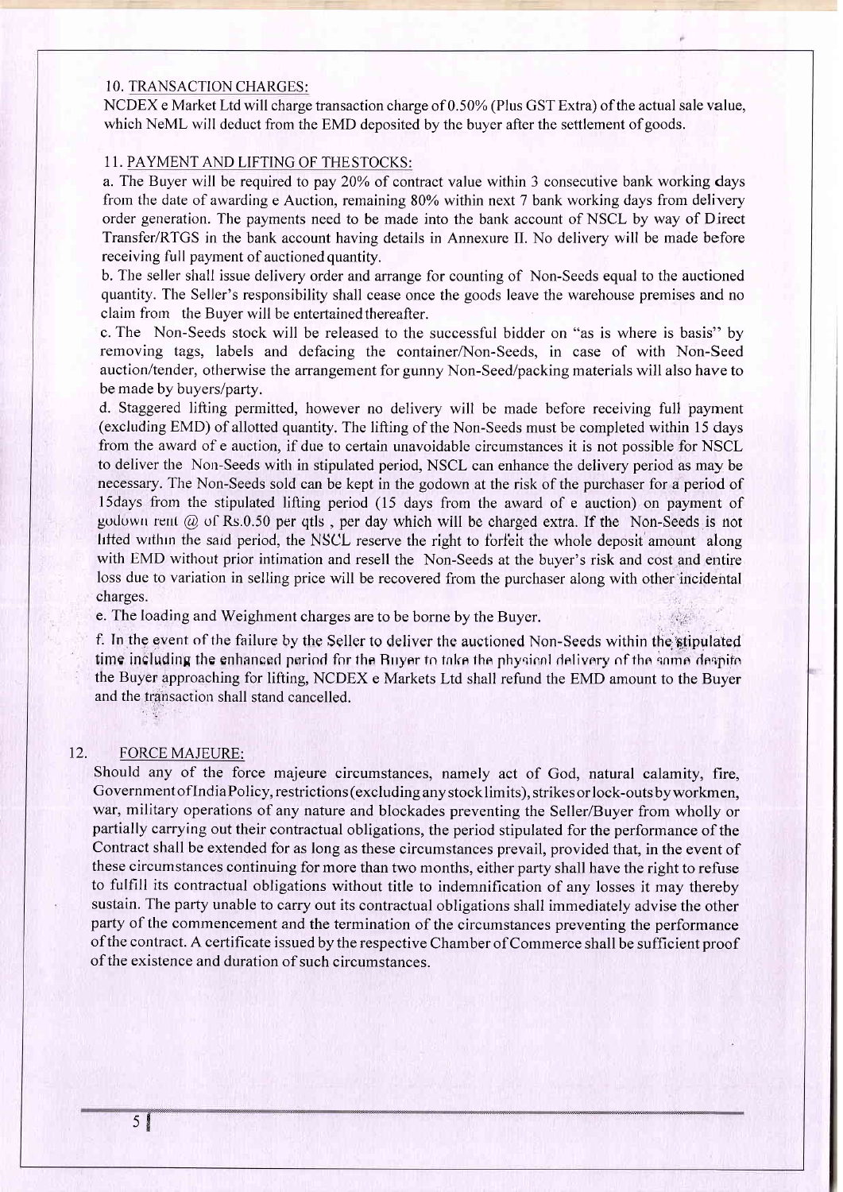## 10. TRANSACTION CHARGES:

NCDEX e Market Ltd will charge transaction charge of 0.50% (Plus GST Extra) of the actual sale value, which NeML will deduct from the EMD deposited by the buyer after the settlement of goods.

## 11. PAYMENT AND LIFTING OF THESTOCKS:

a. The Buyer will be required to pay 20% of contract value within 3 consecutive bank working days from the date of awarding e Auction, remaining 80% within next 7 bank working days from delivery order generation. The payments need to be made into the bank account of NSCL by way of Direct Transfer/RTGS in the bank account having details in Annexure II. No delivery will be made before receiving full payment of auctioned quantity.

b. The seller shall issue delivery order and arrange for counting of Non-Seeds equal to the auctioned quantity. The Seller's responsibility shall cease once the goods leave the warehouse premises and no claim from the Buyer will be entertained thereafter.

c. The Non-Seeds stock will be released to the successful bidder on "as is where is basis" by removing tags, labels and defacing the container/Non-Seeds, in case of with Non-Seed auction/tender, otherwise the arrangement for gunny Non-Seed/packing materials will also have to be made by buyers/party.

d. Staggered lifting permitted, however no delivery will be made before receiving full payment (excluding EMD) of allotted quantity. The lifting of the Non-Seeds must be completed within 15 days from the award of e auction, if due to certain unavoidable circumstances it is not possible for NSCL to deliver the Non-Seeds with in stipulated period, NSCL can enhance the delivery period as may be necessary. The Non-Seeds sold can be kept in the godown at the risk of the purchaser for a period of 15days from the stipulated lifting period (15 days from the award of e auction) on payment of godown rent @ of Rs.0.50 per qtls , per day which will be charged extra. If the Non-Seeds is not lifted within the said period, the NSCL reserve the right to forfeit the whole deposit amount along with EMD without prior intimation and resell the Non-Seeds at the buyer's risk and cost and entire loss due to variation in selling price will be recovered from the purchaser along with other incidental charges.

e. The loading and Weighment charges are to be borne by the Buyer.

f. In the event of the failure by the Seller to deliver the auctioned Non-Seeds within the stipulated time including the enhanced period for the Buyer to take the physical delivery of the same despite the Buyer approaching for lifting, NCDEX e Markets Ltd shall refund the EMD amount to the Buyer and the transaction shall stand cancelled.

## 12. FORCE MAJEURE:

Should any of the force majeure circumstances, namely act of God, natural calamity, fire, Government of India Policy, restrictions (excluding any stock limits), strikes or lock-outs by workmen, war, military operations of any nature and blockades preventing the Seller/Buyer from wholly or partially carrying out their contractual obligations, the period stipulated for the performance of the Contract shall be extended for as long as these circumstances prevail, provided that, in the event of these circumstances continuing for more than two months, either party shall have the right to refuse to fulfill its contractual obligations without title to indemnification of any losses it may thereby sustain. The party unable to carry out its contractual obligations shall immediately advise the other party of the commencement and the termination of the circumstances preventing the performance of the contract. A certificate issued by the respective Chamber of Commerce shall be sufficient proof of the existence and duration of such circumstances.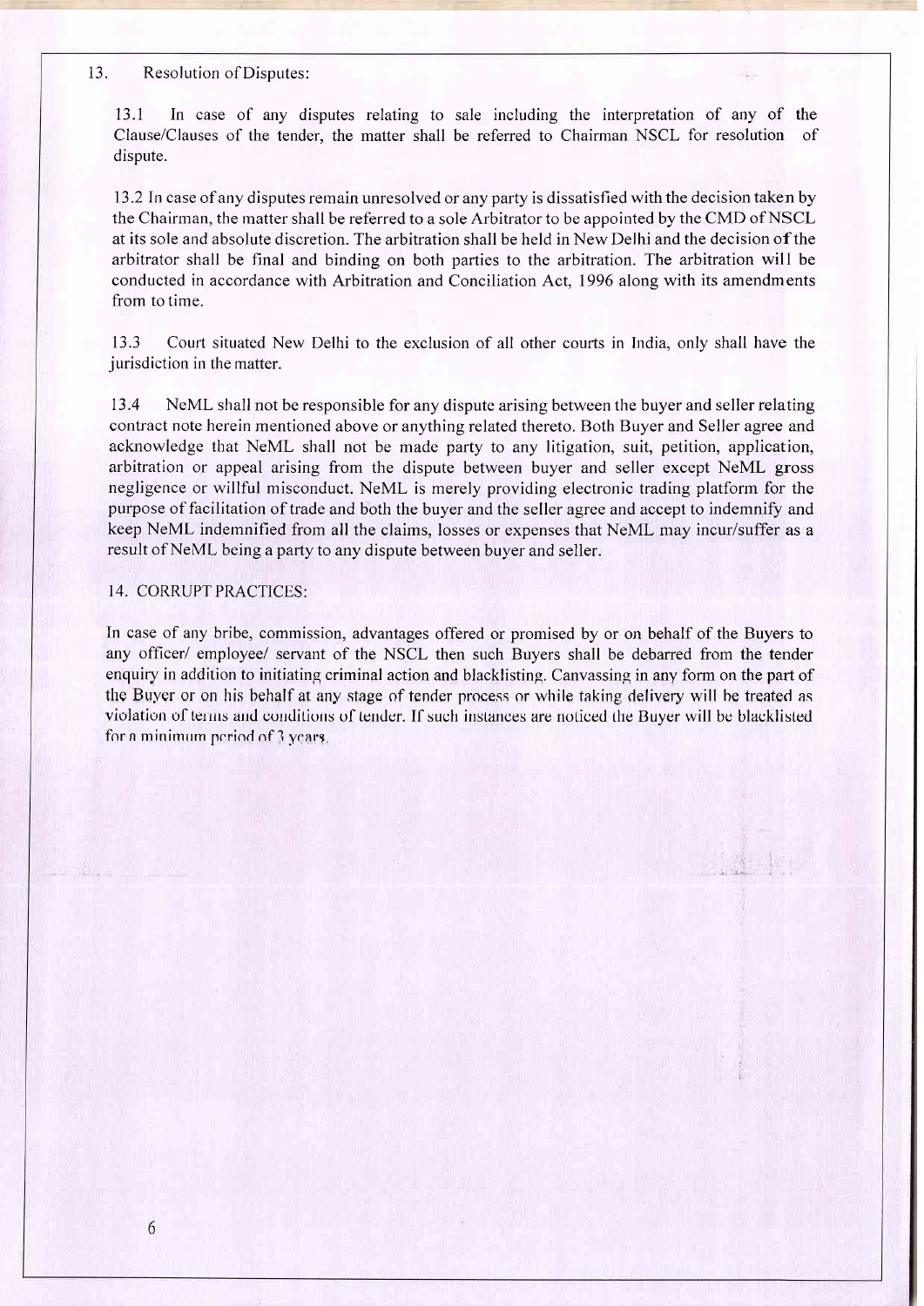## 13. Resolution of Disputes:

13.1 In case of any disputes relating to sale including the interpretation of any of the Clause/Clauses of the tender, the matter shall be referred to Chairman NSCL for resolution of dispute.

13.2 In case of any disputes remain unresolved or any party is dissatisfied with the decision taken by the Chairman, the matter shall be referred to a sole Arbitrator to be appointed by the CMD of NSCL at its sole and absolute discretion. The arbitration shall be held in New Delhi and the decision of the arbitrator shall be final and binding on both parties to the arbitration. The arbitration will be conducted in accordance with Arbitration and Conciliation Act, 1996 along with its amendments from to time.

13.3 Court situated New Delhi to the exclusion of all other courts in India, only shall have the jurisdiction in the matter.

13.4 NeML shall not be responsible for any dispute arising between the buyer and seller relating contract note herein mentioned above or anything related thereto. Both Buyer and Seller agree and acknowledge that NeML shall not be made party to any litigation, suit, petition, application, arbitration or appeal arising from the dispute between buyer and seller except NeML gross negligence or willful misconduct. NeML is merely providing electronic trading platform for the purpose of facilitation of trade and both the buyer and the seller agree and accept to indemnify and keep NeML indemnified from all the claims, losses or expenses that NeML may incur/suffer as a result of NeML being a party to any dispute between buyer and seller.

## 14. CORRUPT PRACTICES:

In case of any bribe, commission, advantages offered or promised by or on behalf of the Buyers to any officer/ employee/ servant of the NSCL then such Buyers shall be debarred from the tender enquiry in addition to initiating criminal action and blacklisting. Canvassing in any form on the part of the Buyer or on his behalf at any stage of tender process or while taking delivery will be treated as violation of terms and conditions of tender. If such instances are noticed the Buyer will be blacklisted for a minimum period of 3 years.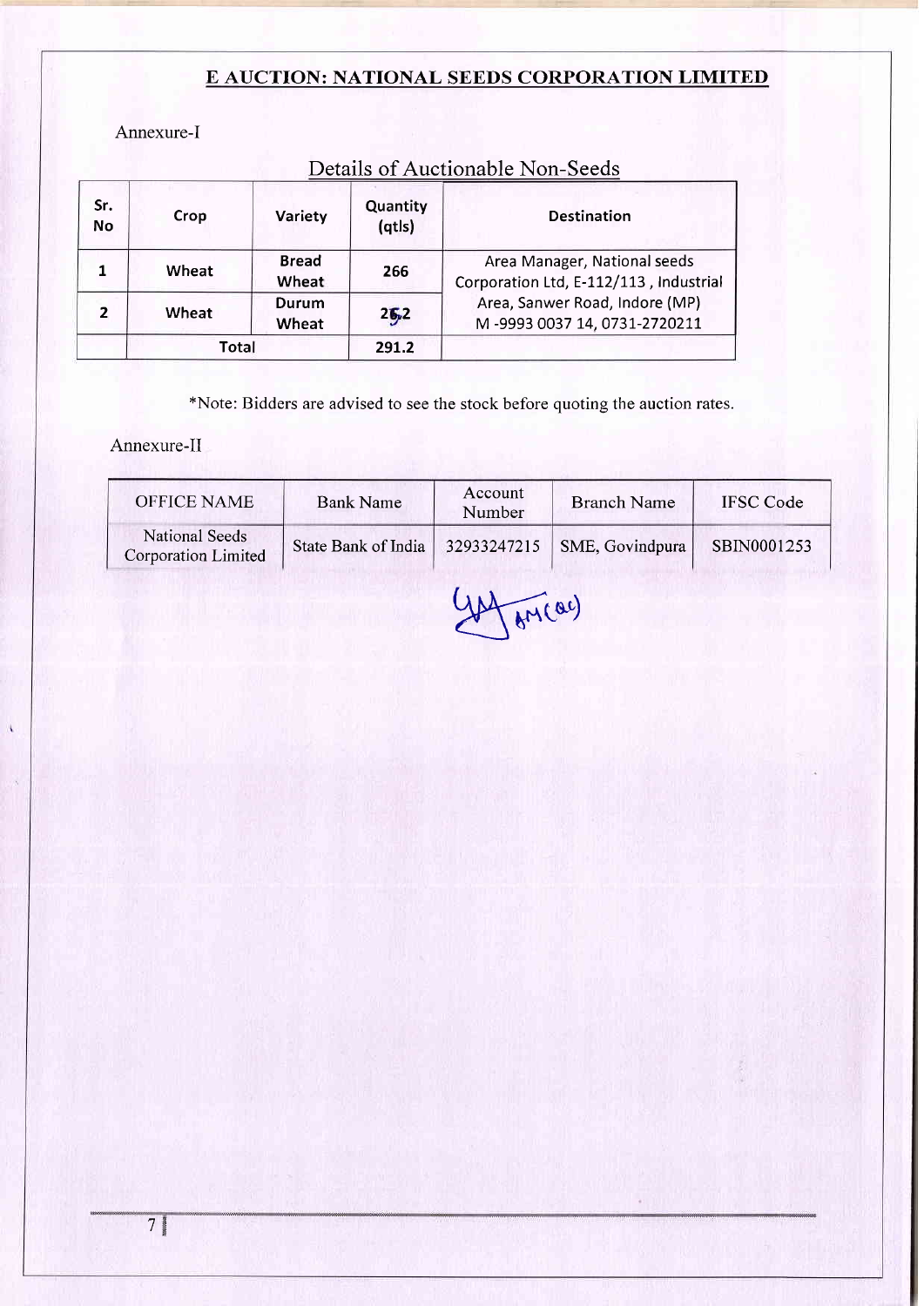## E AUCTION: NATIONAL SEEDS CORPORATION LIMITED

Annexure-I

### Details of Auctionable Non-Seeds

| Sr. No | Crop | Variety | Quantity (qtls) | Destination |
|---|---|---|---|---|
| 1 | Wheat | Bread Wheat | 266 | Area Manager, National seeds Corporation Ltd, E-112/113 , Industrial Area, Sanwer Road, Indore (MP) M -9993 0037 14, 0731-2720211 |
| 2 | Wheat | Durum Wheat | 25.2 | |
| | Total | | 291.2 | |

*Note: Bidders are advised to see the stock before quoting the auction rates.

Annexure-II

| OFFICE NAME | Bank Name | Account Number | Branch Name | IFSC Code |
|---|---|---|---|---|
| National Seeds Corporation Limited | State Bank of India | 32933247215 | SME, Govindpura | SBIN0001253 |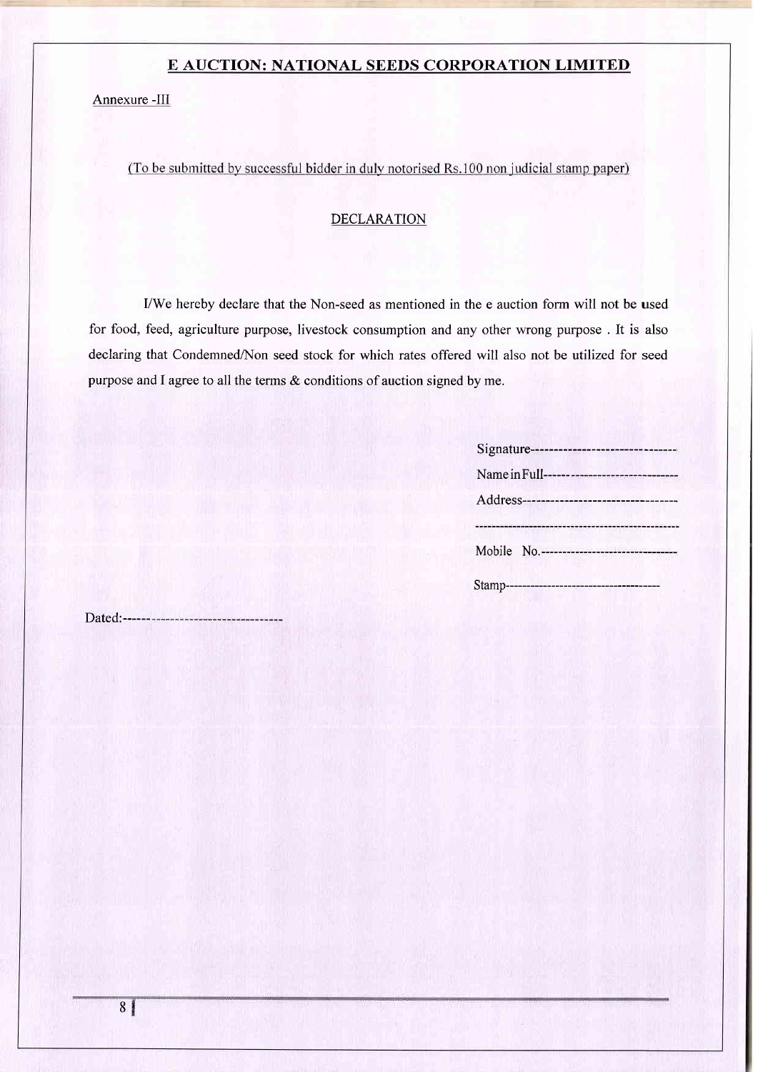## E AUCTION: NATIONAL SEEDS CORPORATION LIMITED

Annexure -III

(To be submitted by successful bidder in duly notorised Rs.100 non judicial stamp paper)

### DECLARATION

I/We hereby declare that the Non-seed as mentioned in the e auction form will not be used for food, feed, agriculture purpose, livestock consumption and any other wrong purpose . It is also declaring that Condemned/Non seed stock for which rates offered will also not be utilized for seed purpose and I agree to all the terms & conditions of auction signed by me.

Signature--------------------------------

Name in Full------------------------------

Address---------------------------------

-----------------------------------------------

Mobile No.--------------------------------

Stamp------------------------------------

Dated:---------------------------------